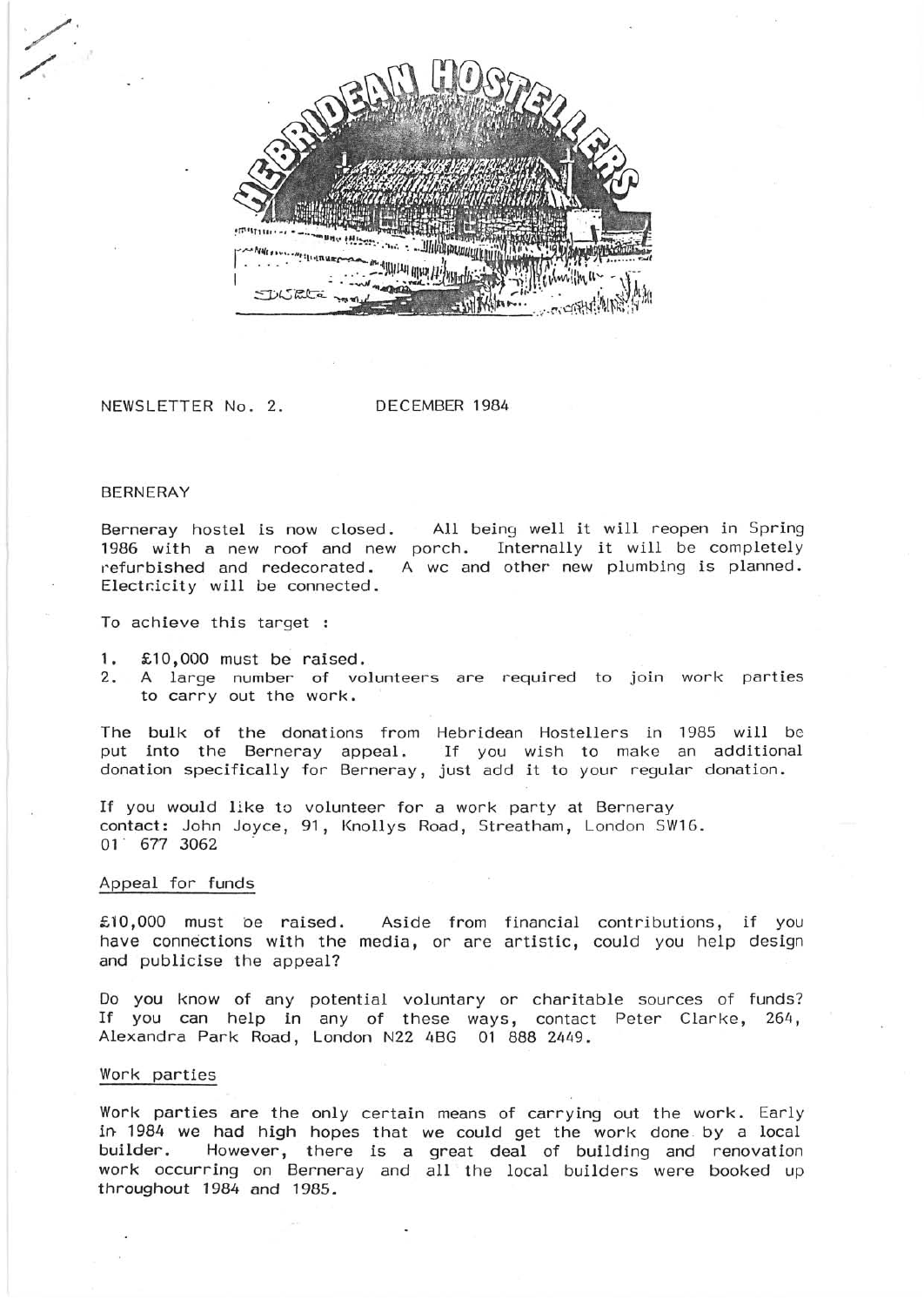# HEBRIDEAN HOSTELLERS

NEWSLETTER No. 2. DECEMBER 1984

## BERNERAY

Berneray hostel is now closed. All being well it will reopen in Spring 1986 with a new roof and new porch. Internally it will be completely refurbished and redecorated. A wc and other new plumbing is planned. Electricity will be connected.

To achieve this target :

1. £10,000 must be raised.
2. A large number of volunteers are required to join work parties to carry out the work.

The bulk of the donations from Hebridean Hostellers in 1985 will be put into the Berneray appeal. If you wish to make an additional donation specifically for Berneray, just add it to your regular donation.

If you would like to volunteer for a work party at Berneray contact: John Joyce, 91, Knollys Road, Streatham, London SW16. 01 677 3062

### Appeal for funds

£10,000 must be raised. Aside from financial contributions, if you have connections with the media, or are artistic, could you help design and publicise the appeal?

Do you know of any potential voluntary or charitable sources of funds? If you can help in any of these ways, contact Peter Clarke, 264, Alexandra Park Road, London N22 4BG 01 888 2449.

### Work parties

Work parties are the only certain means of carrying out the work. Early in 1984 we had high hopes that we could get the work done by a local builder. However, there is a great deal of building and renovation work occurring on Berneray and all the local builders were booked up throughout 1984 and 1985.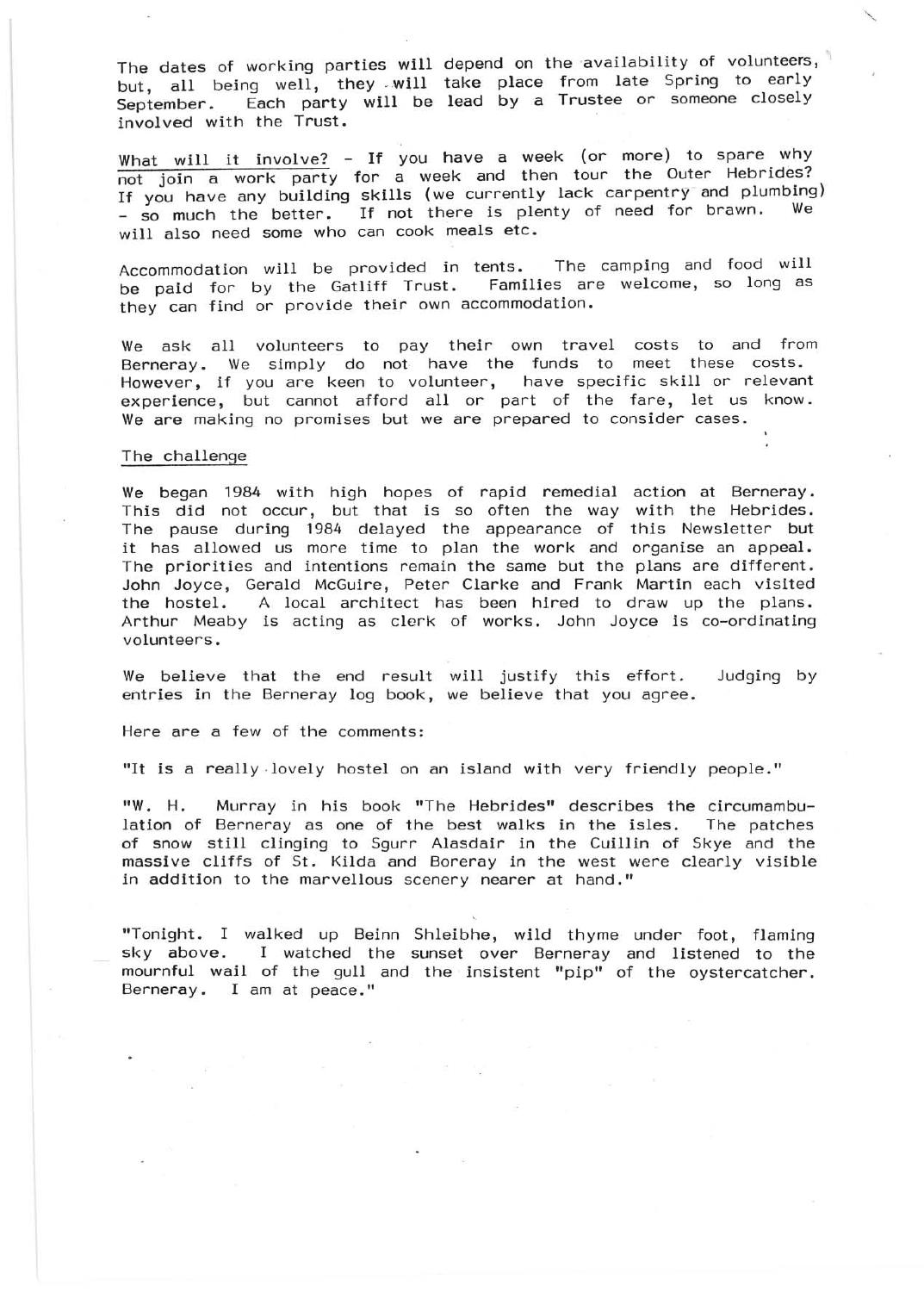The dates of working parties will depend on the availability of volunteers, but, all being well, they will take place from late Spring to early September. Each party will be lead by a Trustee or someone closely involved with the Trust.

What will it involve? - If you have a week (or more) to spare why not join a work party for a week and then tour the Outer Hebrides? If you have any building skills (we currently lack carpentry and plumbing) - so much the better. If not there is plenty of need for brawn. We will also need some who can cook meals etc.

Accommodation will be provided in tents. The camping and food will be paid for by the Gatliff Trust. Families are welcome, so long as they can find or provide their own accommodation.

We ask all volunteers to pay their own travel costs to and from Berneray. We simply do not have the funds to meet these costs. However, if you are keen to volunteer, have specific skill or relevant experience, but cannot afford all or part of the fare, let us know. We are making no promises but we are prepared to consider cases.

The challenge

We began 1984 with high hopes of rapid remedial action at Berneray. This did not occur, but that is so often the way with the Hebrides. The pause during 1984 delayed the appearance of this Newsletter but it has allowed us more time to plan the work and organise an appeal. The priorities and intentions remain the same but the plans are different. John Joyce, Gerald McGuire, Peter Clarke and Frank Martin each visited the hostel. A local architect has been hired to draw up the plans. Arthur Meaby is acting as clerk of works. John Joyce is co-ordinating volunteers.

We believe that the end result will justify this effort. Judging by entries in the Berneray log book, we believe that you agree.

Here are a few of the comments:

"It is a really lovely hostel on an island with very friendly people."

"W. H. Murray in his book "The Hebrides" describes the circumambulation of Berneray as one of the best walks in the isles. The patches of snow still clinging to Sgurr Alasdair in the Cuillin of Skye and the massive cliffs of St. Kilda and Boreray in the west were clearly visible in addition to the marvellous scenery nearer at hand."

"Tonight. I walked up Beinn Shleibhe, wild thyme under foot, flaming sky above. I watched the sunset over Berneray and listened to the mournful wail of the gull and the insistent "pip" of the oystercatcher. Berneray. I am at peace."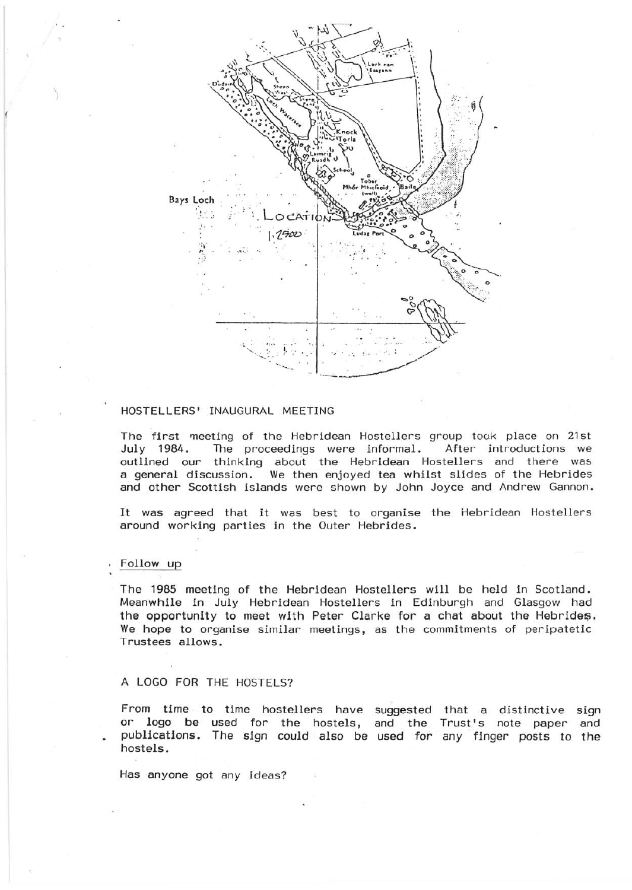## HOSTELLERS' INAUGURAL MEETING

The first meeting of the Hebridean Hostellers group took place on 21st July 1984. The proceedings were informal. After introductions we outlined our thinking about the Hebridean Hostellers and there was a general discussion. We then enjoyed tea whilst slides of the Hebrides and other Scottish islands were shown by John Joyce and Andrew Gannon.

It was agreed that it was best to organise the Hebridean Hostellers around working parties in the Outer Hebrides.

### Follow up

The 1985 meeting of the Hebridean Hostellers will be held in Scotland. Meanwhile in July Hebridean Hostellers in Edinburgh and Glasgow had the opportunity to meet with Peter Clarke for a chat about the Hebrides. We hope to organise similar meetings, as the commitments of peripatetic Trustees allows.

## A LOGO FOR THE HOSTELS?

From time to time hostellers have suggested that a distinctive sign or logo be used for the hostels, and the Trust's note paper and publications. The sign could also be used for any finger posts to the hostels.

Has anyone got any ideas?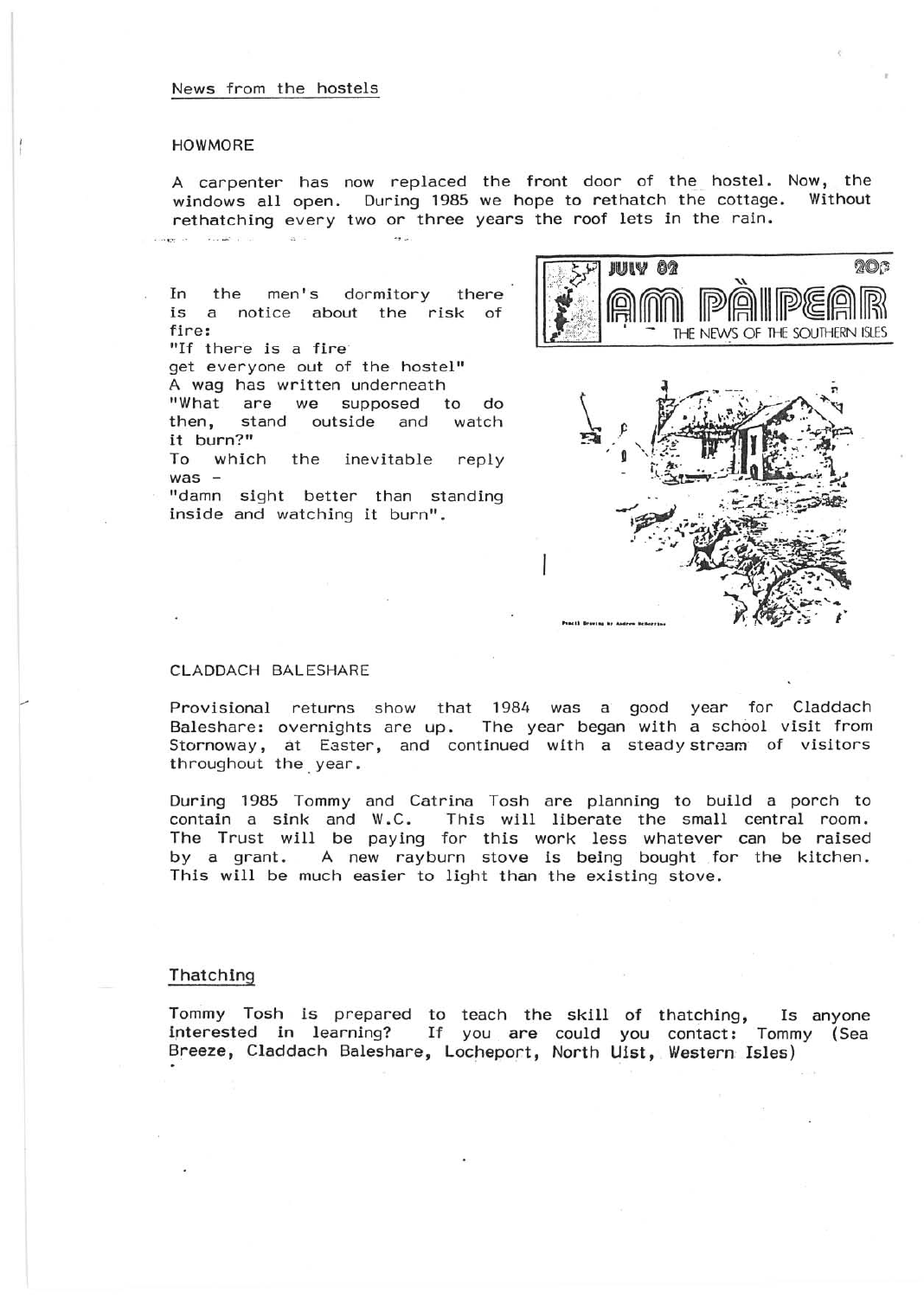News from the hostels

## HOWMORE

A carpenter has now replaced the front door of the hostel. Now, the windows all open. During 1985 we hope to rethatch the cottage. Without rethatching every two or three years the roof lets in the rain.

In the men's dormitory there is a notice about the risk of fire:
"If there is a fire get everyone out of the hostel"
A wag has written underneath
"What are we supposed to do then, stand outside and watch it burn?"
To which the inevitable reply was -
"damn sight better than standing inside and watching it burn".

JULY 82 20p

AM PÀIPEAR

THE NEWS OF THE SOUTHERN ISLES

Pencil Drawing by Andrew McGorrine

## CLADDACH BALESHARE

Provisional returns show that 1984 was a good year for Claddach Baleshare: overnights are up. The year began with a school visit from Stornoway, at Easter, and continued with a steady stream of visitors throughout the year.

During 1985 Tommy and Catrina Tosh are planning to build a porch to contain a sink and W.C. This will liberate the small central room. The Trust will be paying for this work less whatever can be raised by a grant. A new rayburn stove is being bought for the kitchen. This will be much easier to light than the existing stove.

## Thatching

Tommy Tosh is prepared to teach the skill of thatching, Is anyone interested in learning? If you are could you contact: Tommy (Sea Breeze, Claddach Baleshare, Locheport, North Uist, Western Isles)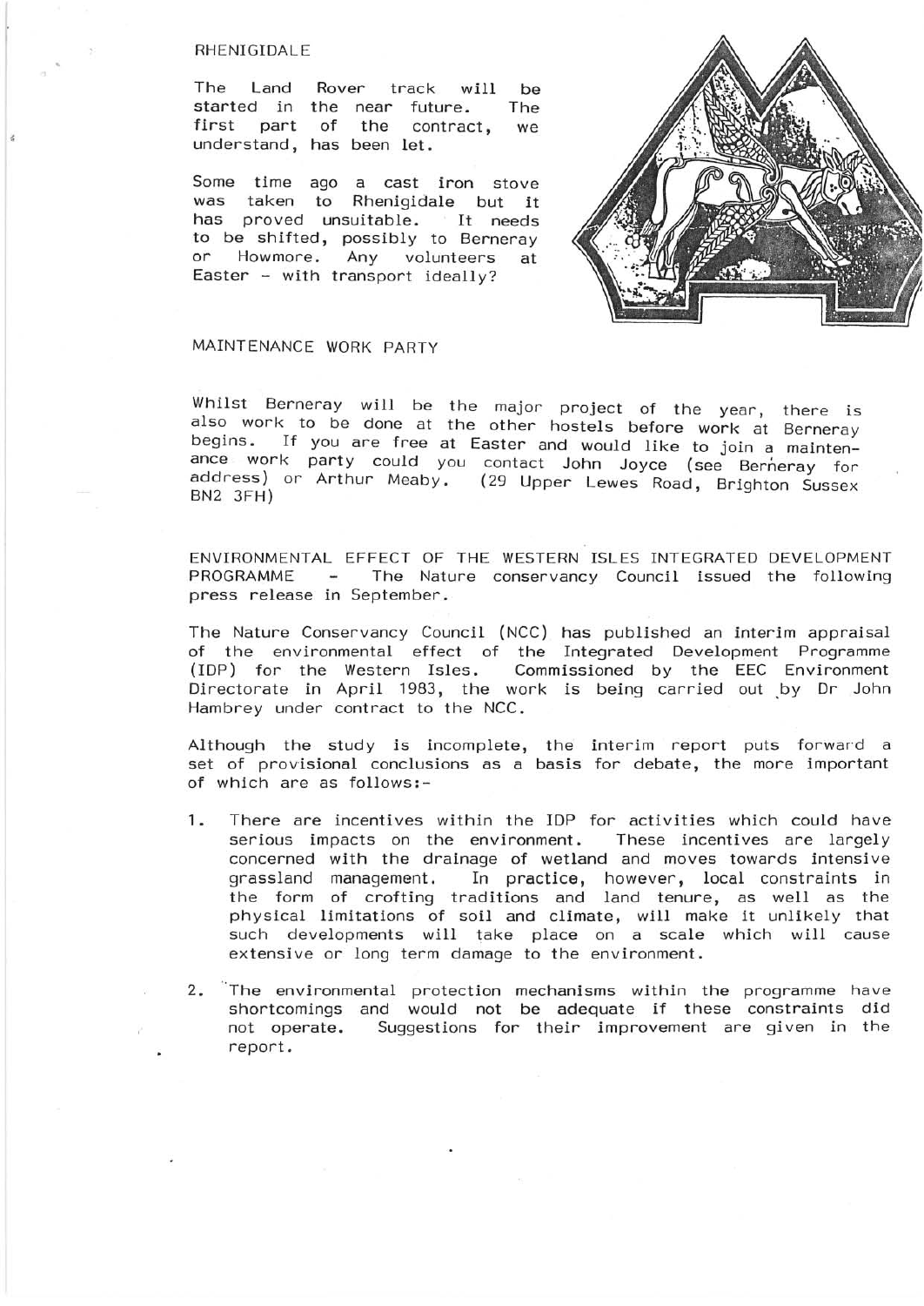## RHENIGIDALE

The Land Rover track will be started in the near future. The first part of the contract, we understand, has been let.

Some time ago a cast iron stove was taken to Rhenigidale but it has proved unsuitable. It needs to be shifted, possibly to Berneray or Howmore. Any volunteers at Easter - with transport ideally?

## MAINTENANCE WORK PARTY

Whilst Berneray will be the major project of the year, there is also work to be done at the other hostels before work at Berneray begins. If you are free at Easter and would like to join a maintenance work party could you contact John Joyce (see Berneray for address) or Arthur Meaby. (29 Upper Lewes Road, Brighton Sussex BN2 3FH)

ENVIRONMENTAL EFFECT OF THE WESTERN ISLES INTEGRATED DEVELOPMENT PROGRAMME - The Nature conservancy Council issued the following press release in September.

The Nature Conservancy Council (NCC) has published an interim appraisal of the environmental effect of the Integrated Development Programme (IDP) for the Western Isles. Commissioned by the EEC Environment Directorate in April 1983, the work is being carried out by Dr John Hambrey under contract to the NCC.

Although the study is incomplete, the interim report puts forward a set of provisional conclusions as a basis for debate, the more important of which are as follows:-

1. There are incentives within the IDP for activities which could have serious impacts on the environment. These incentives are largely concerned with the drainage of wetland and moves towards intensive grassland management. In practice, however, local constraints in the form of crofting traditions and land tenure, as well as the physical limitations of soil and climate, will make it unlikely that such developments will take place on a scale which will cause extensive or long term damage to the environment.

2. The environmental protection mechanisms within the programme have shortcomings and would not be adequate if these constraints did not operate. Suggestions for their improvement are given in the report.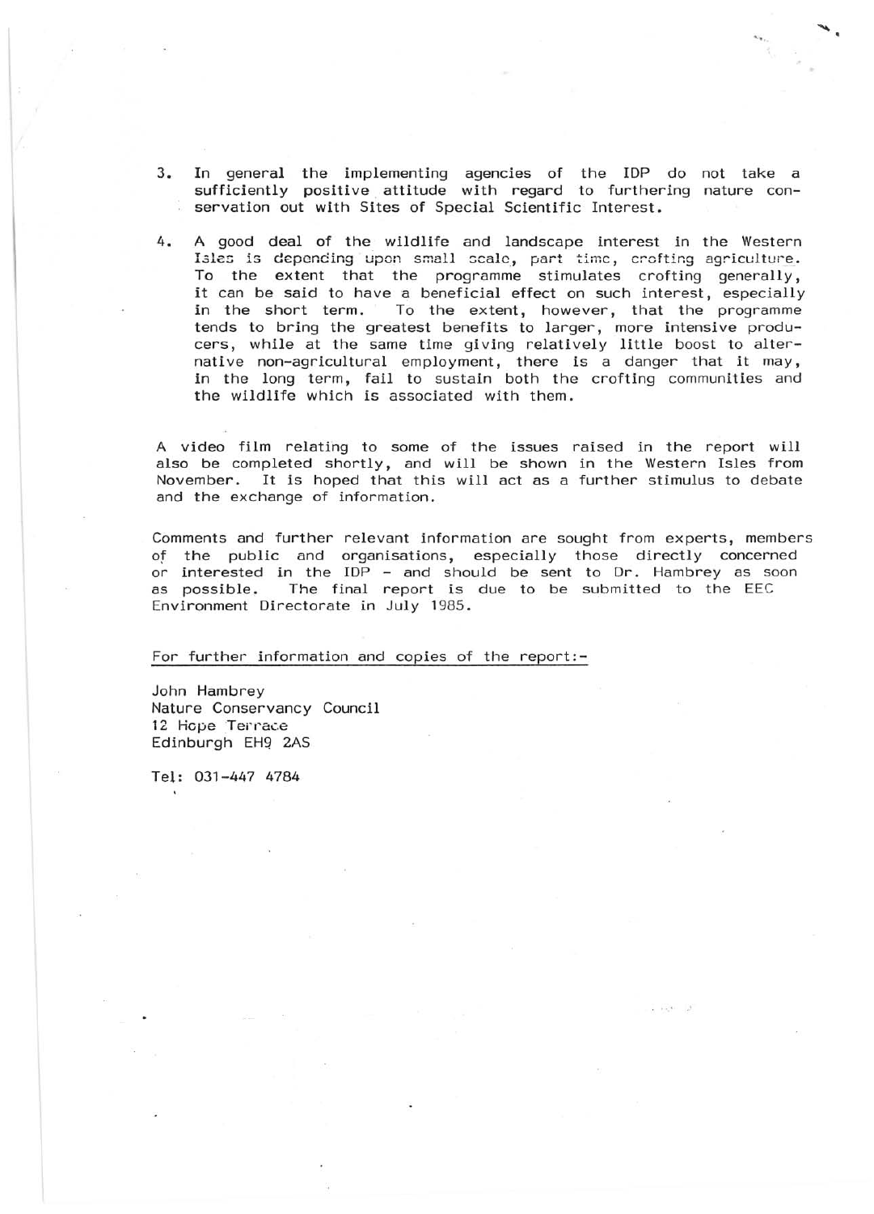3. In general the implementing agencies of the IDP do not take a sufficiently positive attitude with regard to furthering nature conservation out with Sites of Special Scientific Interest.

4. A good deal of the wildlife and landscape interest in the Western Isles is depending upon small scale, part time, crofting agriculture. To the extent that the programme stimulates crofting generally, it can be said to have a beneficial effect on such interest, especially in the short term. To the extent, however, that the programme tends to bring the greatest benefits to larger, more intensive producers, while at the same time giving relatively little boost to alternative non-agricultural employment, there is a danger that it may, in the long term, fail to sustain both the crofting communities and the wildlife which is associated with them.

A video film relating to some of the issues raised in the report will also be completed shortly, and will be shown in the Western Isles from November. It is hoped that this will act as a further stimulus to debate and the exchange of information.

Comments and further relevant information are sought from experts, members of the public and organisations, especially those directly concerned or interested in the IDP - and should be sent to Dr. Hambrey as soon as possible. The final report is due to be submitted to the EEC Environment Directorate in July 1985.

For further information and copies of the report:-

John Hambrey
Nature Conservancy Council
12 Hope Terrace
Edinburgh EH9 2AS

Tel: 031-447 4784